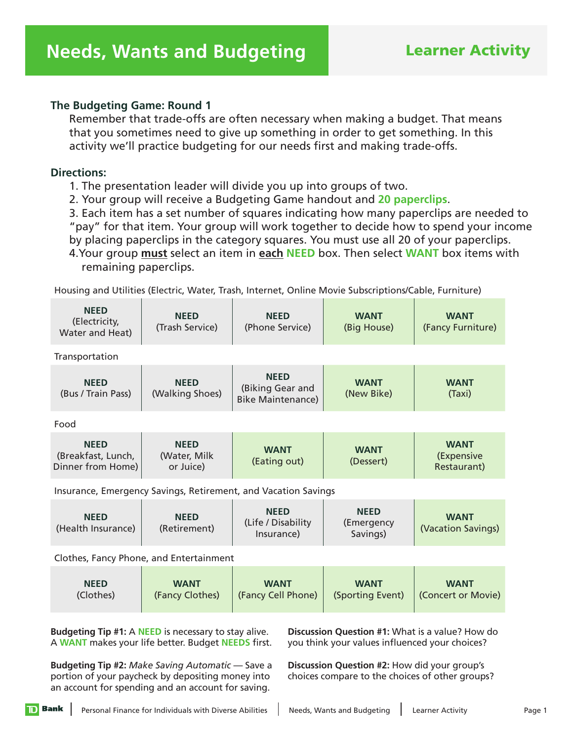# Needs, Wants and Budgeting

## Learner Activity

### The Budgeting Game: Round 1

Remember that trade-offs are often necessary when making a budget. That means that you sometimes need to give up something in order to get something. In this activity we'll practice budgeting for our needs first and making trade-offs.

### Directions:

1. The presentation leader will divide you up into groups of two.
2. Your group will receive a Budgeting Game handout and **20 paperclips**.
3. Each item has a set number of squares indicating how many paperclips are needed to "pay" for that item. Your group will work together to decide how to spend your income by placing paperclips in the category squares. You must use all 20 of your paperclips.
4. Your group **must** select an item in **each** **NEED** box. Then select **WANT** box items with remaining paperclips.

Housing and Utilities (Electric, Water, Trash, Internet, Online Movie Subscriptions/Cable, Furniture)

| **NEED** (Electricity, Water and Heat) | **NEED** (Trash Service) | **NEED** (Phone Service) | **WANT** (Big House) | **WANT** (Fancy Furniture) |
|---|---|---|---|---|

Transportation

| **NEED** (Bus / Train Pass) | **NEED** (Walking Shoes) | **NEED** (Biking Gear and Bike Maintenance) | **WANT** (New Bike) | **WANT** (Taxi) |
|---|---|---|---|---|

Food

| **NEED** (Breakfast, Lunch, Dinner from Home) | **NEED** (Water, Milk or Juice) | **WANT** (Eating out) | **WANT** (Dessert) | **WANT** (Expensive Restaurant) |
|---|---|---|---|---|

Insurance, Emergency Savings, Retirement, and Vacation Savings

| **NEED** (Health Insurance) | **NEED** (Retirement) | **NEED** (Life / Disability Insurance) | **NEED** (Emergency Savings) | **WANT** (Vacation Savings) |
|---|---|---|---|---|

Clothes, Fancy Phone, and Entertainment

| **NEED** (Clothes) | **WANT** (Fancy Clothes) | **WANT** (Fancy Cell Phone) | **WANT** (Sporting Event) | **WANT** (Concert or Movie) |
|---|---|---|---|---|

**Budgeting Tip #1:** A **NEED** is necessary to stay alive. A **WANT** makes your life better. Budget **NEEDS** first.

**Budgeting Tip #2:** *Make Saving Automatic* — Save a portion of your paycheck by depositing money into an account for spending and an account for saving.

**Discussion Question #1:** What is a value? How do you think your values influenced your choices?

**Discussion Question #2:** How did your group's choices compare to the choices of other groups?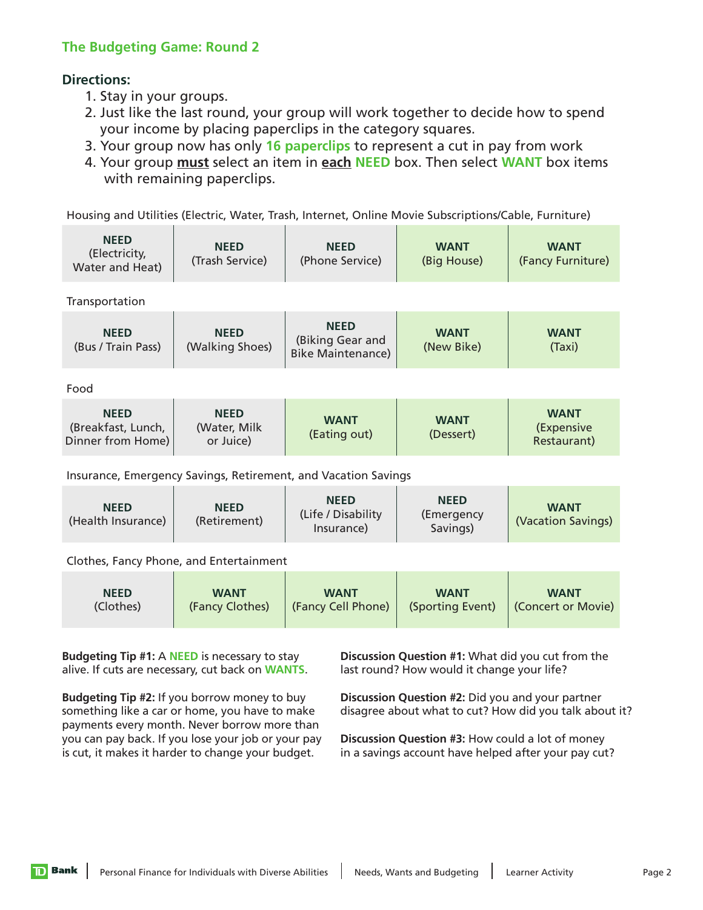## The Budgeting Game: Round 2

**Directions:**

1. Stay in your groups.
2. Just like the last round, your group will work together to decide how to spend your income by placing paperclips in the category squares.
3. Your group now has only **16 paperclips** to represent a cut in pay from work
4. Your group **must** select an item in **each** **NEED** box. Then select **WANT** box items with remaining paperclips.

Housing and Utilities (Electric, Water, Trash, Internet, Online Movie Subscriptions/Cable, Furniture)

| | | | | |
|---|---|---|---|---|
| **NEED** (Electricity, Water and Heat) | **NEED** (Trash Service) | **NEED** (Phone Service) | **WANT** (Big House) | **WANT** (Fancy Furniture) |

Transportation

| | | | | |
|---|---|---|---|---|
| **NEED** (Bus / Train Pass) | **NEED** (Walking Shoes) | **NEED** (Biking Gear and Bike Maintenance) | **WANT** (New Bike) | **WANT** (Taxi) |

Food

| | | | | |
|---|---|---|---|---|
| **NEED** (Breakfast, Lunch, Dinner from Home) | **NEED** (Water, Milk or Juice) | **WANT** (Eating out) | **WANT** (Dessert) | **WANT** (Expensive Restaurant) |

Insurance, Emergency Savings, Retirement, and Vacation Savings

| | | | | |
|---|---|---|---|---|
| **NEED** (Health Insurance) | **NEED** (Retirement) | **NEED** (Life / Disability Insurance) | **NEED** (Emergency Savings) | **WANT** (Vacation Savings) |

Clothes, Fancy Phone, and Entertainment

| | | | | |
|---|---|---|---|---|
| **NEED** (Clothes) | **WANT** (Fancy Clothes) | **WANT** (Fancy Cell Phone) | **WANT** (Sporting Event) | **WANT** (Concert or Movie) |

**Budgeting Tip #1:** A **NEED** is necessary to stay alive. If cuts are necessary, cut back on **WANTS**.

**Budgeting Tip #2:** If you borrow money to buy something like a car or home, you have to make payments every month. Never borrow more than you can pay back. If you lose your job or your pay is cut, it makes it harder to change your budget.

**Discussion Question #1:** What did you cut from the last round? How would it change your life?

**Discussion Question #2:** Did you and your partner disagree about what to cut? How did you talk about it?

**Discussion Question #3:** How could a lot of money in a savings account have helped after your pay cut?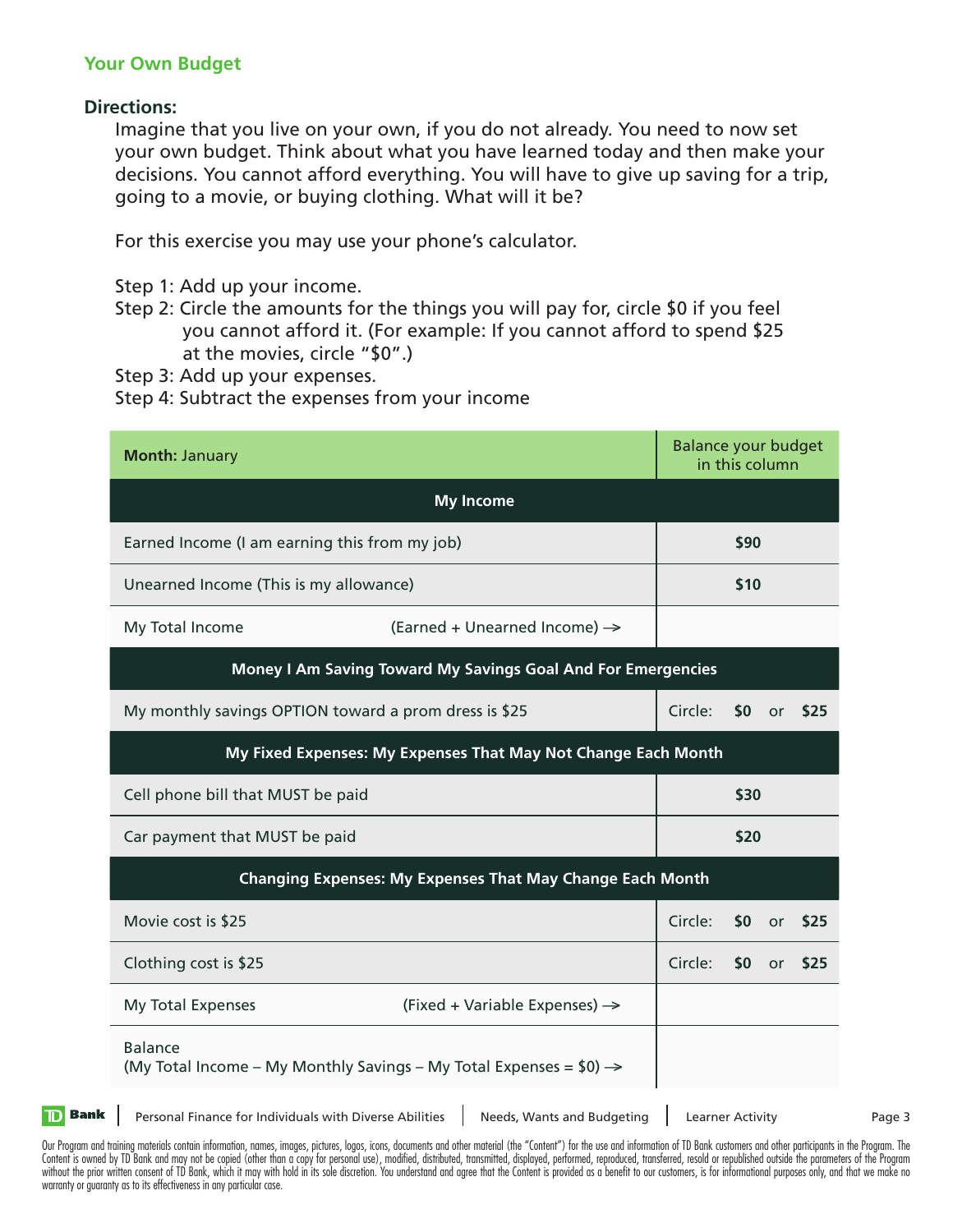## Your Own Budget

**Directions:**

Imagine that you live on your own, if you do not already. You need to now set your own budget. Think about what you have learned today and then make your decisions. You cannot afford everything. You will have to give up saving for a trip, going to a movie, or buying clothing. What will it be?

For this exercise you may use your phone's calculator.

Step 1: Add up your income.
Step 2: Circle the amounts for the things you will pay for, circle $0 if you feel you cannot afford it. (For example: If you cannot afford to spend $25 at the movies, circle "$0".)
Step 3: Add up your expenses.
Step 4: Subtract the expenses from your income

| **Month:** January | Balance your budget in this column |
|---|---|
| **My Income** | |
| Earned Income (I am earning this from my job) | **$90** |
| Unearned Income (This is my allowance) | **$10** |
| My Total Income (Earned + Unearned Income) → | |
| **Money I Am Saving Toward My Savings Goal And For Emergencies** | |
| My monthly savings OPTION toward a prom dress is $25 | Circle: **$0** or **$25** |
| **My Fixed Expenses: My Expenses That May Not Change Each Month** | |
| Cell phone bill that MUST be paid | **$30** |
| Car payment that MUST be paid | **$20** |
| **Changing Expenses: My Expenses That May Change Each Month** | |
| Movie cost is $25 | Circle: **$0** or **$25** |
| Clothing cost is $25 | Circle: **$0** or **$25** |
| My Total Expenses (Fixed + Variable Expenses) → | |
| Balance (My Total Income – My Monthly Savings – My Total Expenses = $0) → | |

TD Bank | Personal Finance for Individuals with Diverse Abilities | Needs, Wants and Budgeting | Learner Activity

Our Program and training materials contain information, names, images, pictures, logos, icons, documents and other material (the "Content") for the use and information of TD Bank customers and other participants in the Program. The Content is owned by TD Bank and may not be copied (other than a copy for personal use), modified, distributed, transmitted, displayed, performed, reproduced, transferred, resold or republished outside the parameters of the Program without the prior written consent of TD Bank, which it may with hold in its sole discretion. You understand and agree that the Content is provided as a benefit to our customers, is for informational purposes only, and that we make no warranty or guaranty as to its effectiveness in any particular case.